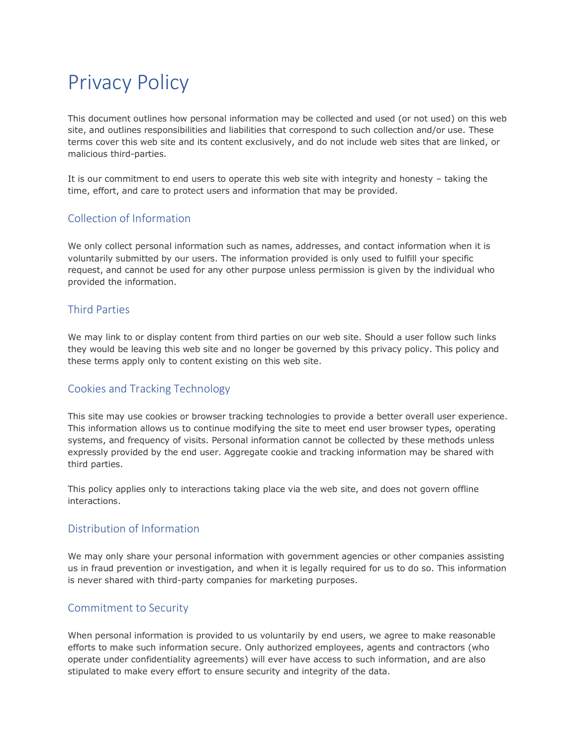# Privacy Policy

This document outlines how personal information may be collected and used (or not used) on this web site, and outlines responsibilities and liabilities that correspond to such collection and/or use. These terms cover this web site and its content exclusively, and do not include web sites that are linked, or malicious third-parties.

It is our commitment to end users to operate this web site with integrity and honesty – taking the time, effort, and care to protect users and information that may be provided.

## Collection of Information

We only collect personal information such as names, addresses, and contact information when it is voluntarily submitted by our users. The information provided is only used to fulfill your specific request, and cannot be used for any other purpose unless permission is given by the individual who provided the information.

## Third Parties

We may link to or display content from third parties on our web site. Should a user follow such links they would be leaving this web site and no longer be governed by this privacy policy. This policy and these terms apply only to content existing on this web site.

## Cookies and Tracking Technology

This site may use cookies or browser tracking technologies to provide a better overall user experience. This information allows us to continue modifying the site to meet end user browser types, operating systems, and frequency of visits. Personal information cannot be collected by these methods unless expressly provided by the end user. Aggregate cookie and tracking information may be shared with third parties.

This policy applies only to interactions taking place via the web site, and does not govern offline interactions.

## Distribution of Information

We may only share your personal information with government agencies or other companies assisting us in fraud prevention or investigation, and when it is legally required for us to do so. This information is never shared with third-party companies for marketing purposes.

## Commitment to Security

When personal information is provided to us voluntarily by end users, we agree to make reasonable efforts to make such information secure. Only authorized employees, agents and contractors (who operate under confidentiality agreements) will ever have access to such information, and are also stipulated to make every effort to ensure security and integrity of the data.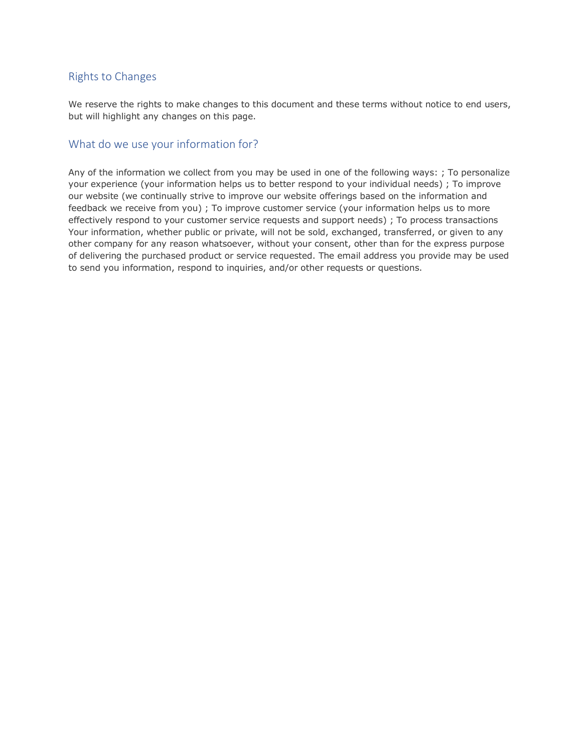## Rights to Changes

We reserve the rights to make changes to this document and these terms without notice to end users, but will highlight any changes on this page.

## What do we use your information for?

Any of the information we collect from you may be used in one of the following ways: ; To personalize your experience (your information helps us to better respond to your individual needs) ; To improve our website (we continually strive to improve our website offerings based on the information and feedback we receive from you) ; To improve customer service (your information helps us to more effectively respond to your customer service requests and support needs) ; To process transactions Your information, whether public or private, will not be sold, exchanged, transferred, or given to any other company for any reason whatsoever, without your consent, other than for the express purpose of delivering the purchased product or service requested. The email address you provide may be used to send you information, respond to inquiries, and/or other requests or questions.